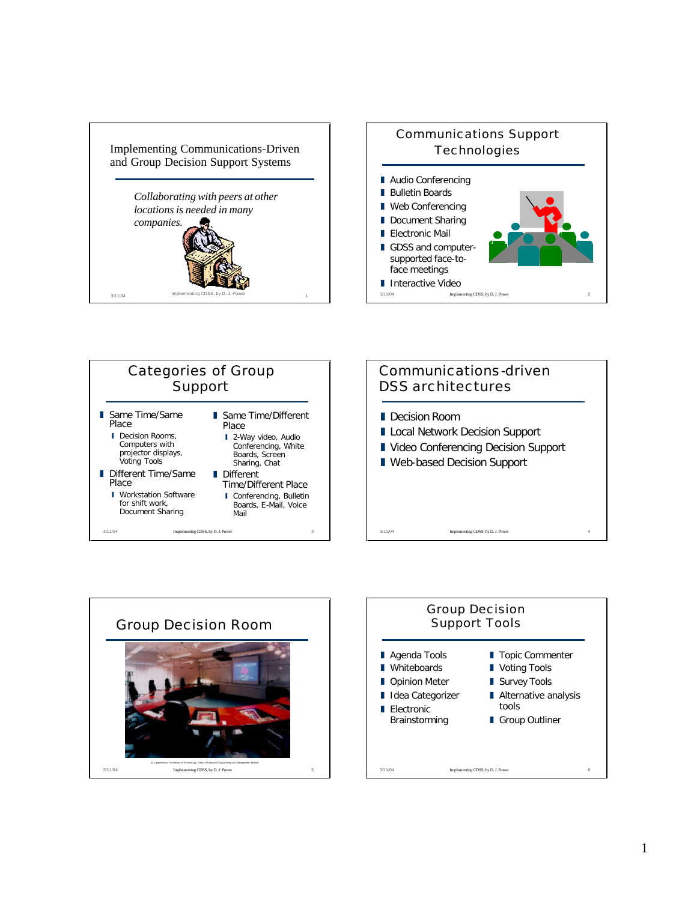## Implementing Communications-Driven and Group Decision Support Systems

*Collaborating with peers at other locations is needed in many companies.*

## Communications Support Technologies

- Audio Conferencing
- Bulletin Boards
- Web Conferencing
- Document Sharing
- Electronic Mail
- GDSS and computer-supported face-to-face meetings
- Interactive Video

## Categories of Group Support

- Same Time/Same Place
  - Decision Rooms, Computers with projector displays, Voting Tools
- Different Time/Same Place
  - Workstation Software for shift work, Document Sharing
- Same Time/Different Place
  - 2-Way video, Audio Conferencing, White Boards, Screen Sharing, Chat
- Different Time/Different Place
  - Conferencing, Bulletin Boards, E-Mail, Voice Mail

## Communications-driven DSS architectures

- Decision Room
- Local Network Decision Support
- Video Conferencing Decision Support
- Web-based Decision Support

## Group Decision Room

at Lappeenranta University of Technology, Dept. of Industrial Engineering and Management, Finland

## Group Decision Support Tools

- Agenda Tools
- Whiteboards
- Opinion Meter
- Idea Categorizer
- Electronic Brainstorming
- Topic Commenter
- Voting Tools
- Survey Tools
- Alternative analysis tools
- Group Outliner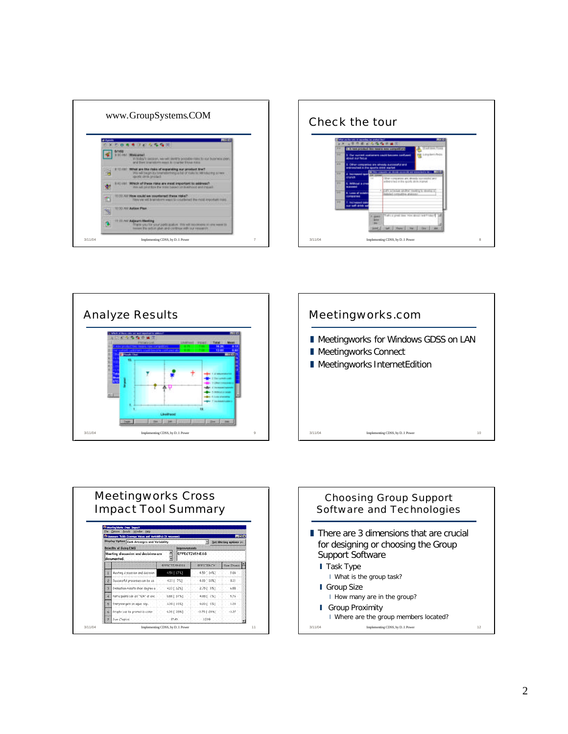## www.GroupSystems.COM

## Check the tour

## Analyze Results

## Meetingworks.com

- Meetingworks for Windows GDSS on LAN
- Meetingworks Connect
- Meetingworks InternetEdition

## Meetingworks Cross Impact Tool Summary

## Choosing Group Support Software and Technologies

- There are 3 dimensions that are crucial for designing or choosing the Group Support Software
  - Task Type
    - What is the group task?
  - Group Size
    - How many are in the group?
  - Group Proximity
    - Where are the group members located?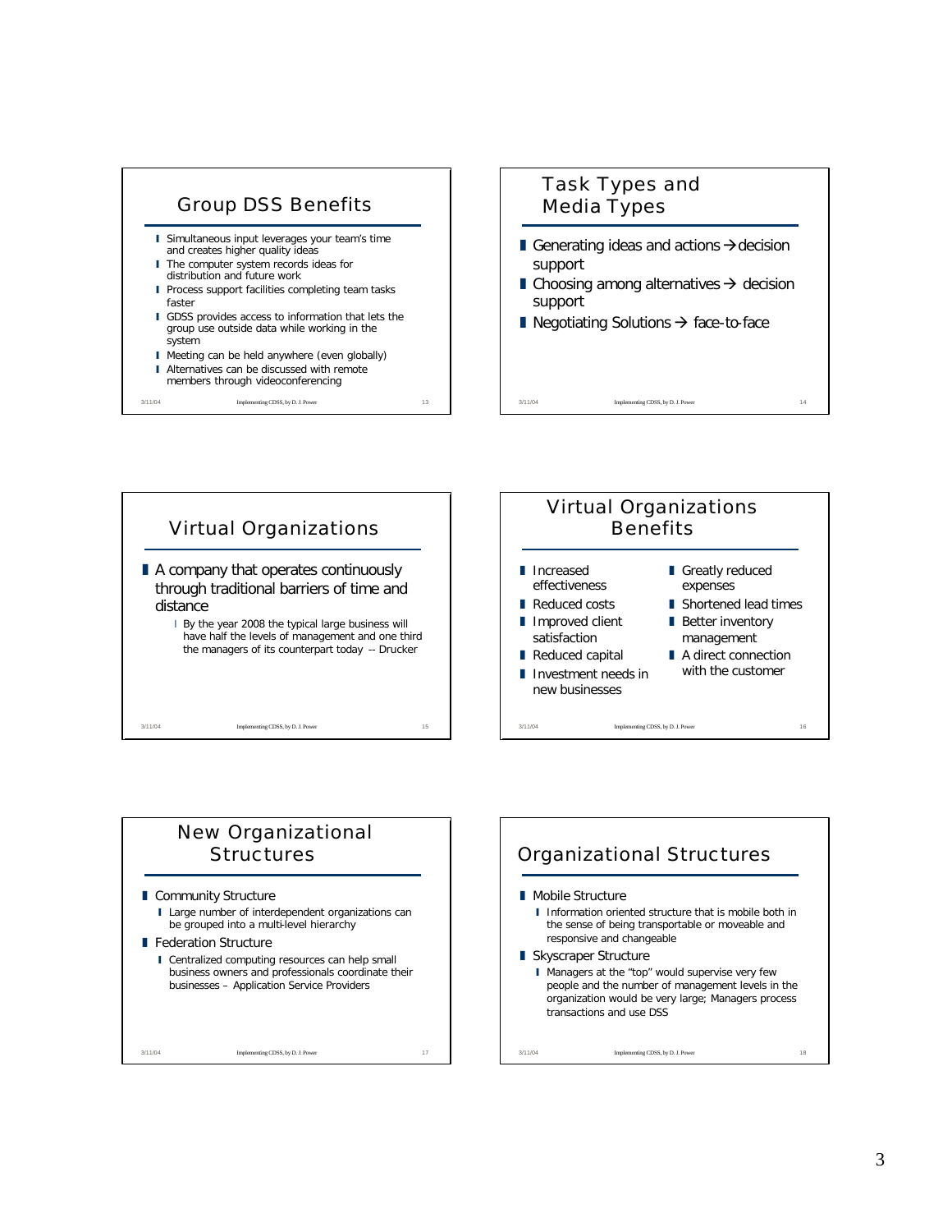## Group DSS Benefits

- Simultaneous input leverages your team's time and creates higher quality ideas
- The computer system records ideas for distribution and future work
- Process support facilities completing team tasks faster
- GDSS provides access to information that lets the group use outside data while working in the system
- Meeting can be held anywhere (even globally)
- Alternatives can be discussed with remote members through videoconferencing

## Task Types and Media Types

- Generating ideas and actions → decision support
- Choosing among alternatives → decision support
- Negotiating Solutions → face-to-face

## Virtual Organizations

- A company that operates continuously through traditional barriers of time and distance
  - By the year 2008 the typical large business will have half the levels of management and one third the managers of its counterpart today -- Drucker

## Virtual Organizations Benefits

- Increased effectiveness
- Reduced costs
- Improved client satisfaction
- Reduced capital
- Investment needs in new businesses
- Greatly reduced expenses
- Shortened lead times
- Better inventory management
- A direct connection with the customer

## New Organizational Structures

- Community Structure
  - Large number of interdependent organizations can be grouped into a multi-level hierarchy
- Federation Structure
  - Centralized computing resources can help small business owners and professionals coordinate their businesses – Application Service Providers

## Organizational Structures

- Mobile Structure
  - Information oriented structure that is mobile both in the sense of being transportable or moveable and responsive and changeable
- Skyscraper Structure
  - Managers at the "top" would supervise very few people and the number of management levels in the organization would be very large; Managers process transactions and use DSS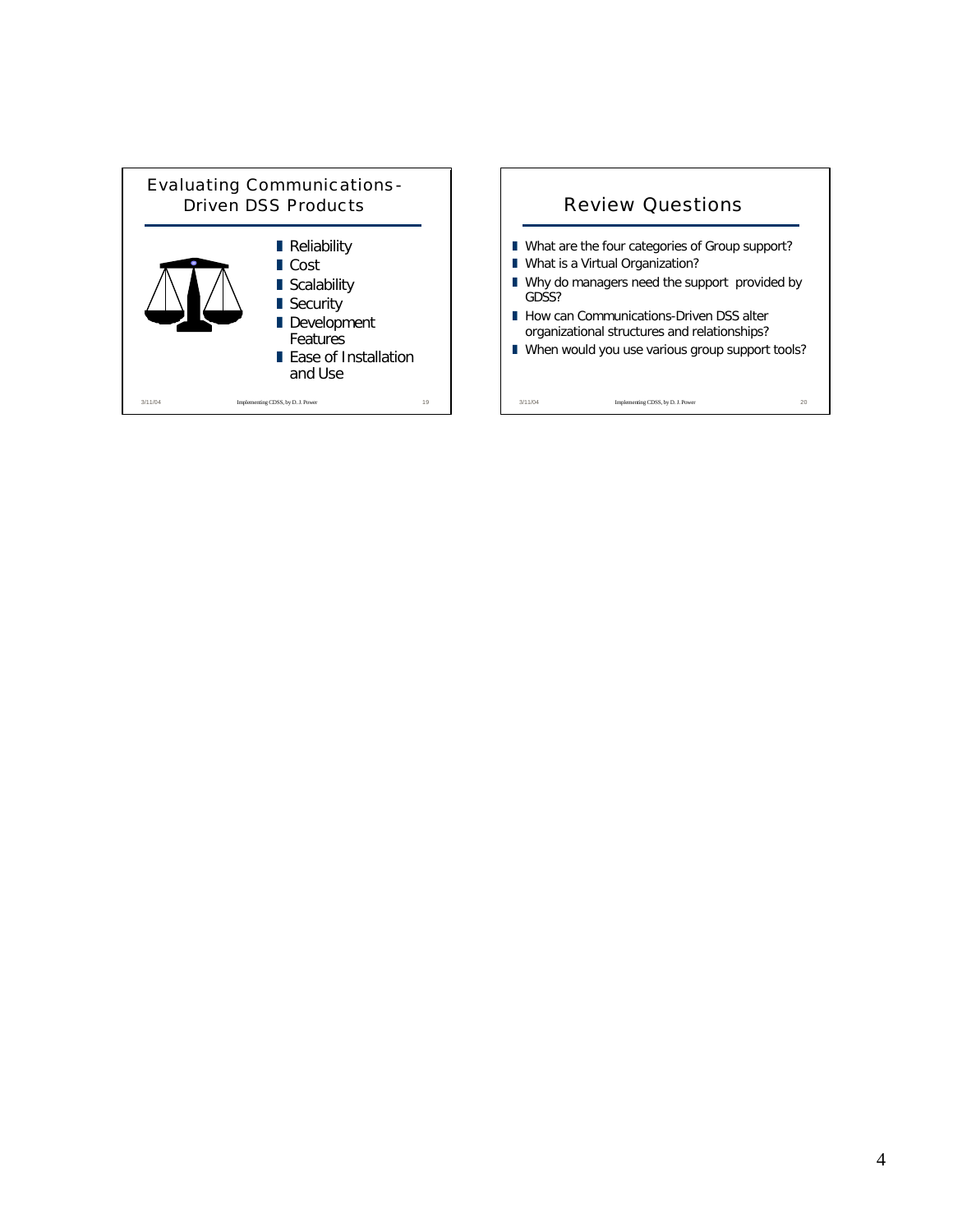## Evaluating Communications-Driven DSS Products

- Reliability
- Cost
- Scalability
- Security
- Development Features
- Ease of Installation and Use

## Review Questions

- What are the four categories of Group support?
- What is a Virtual Organization?
- Why do managers need the support provided by GDSS?
- How can Communications-Driven DSS alter organizational structures and relationships?
- When would you use various group support tools?